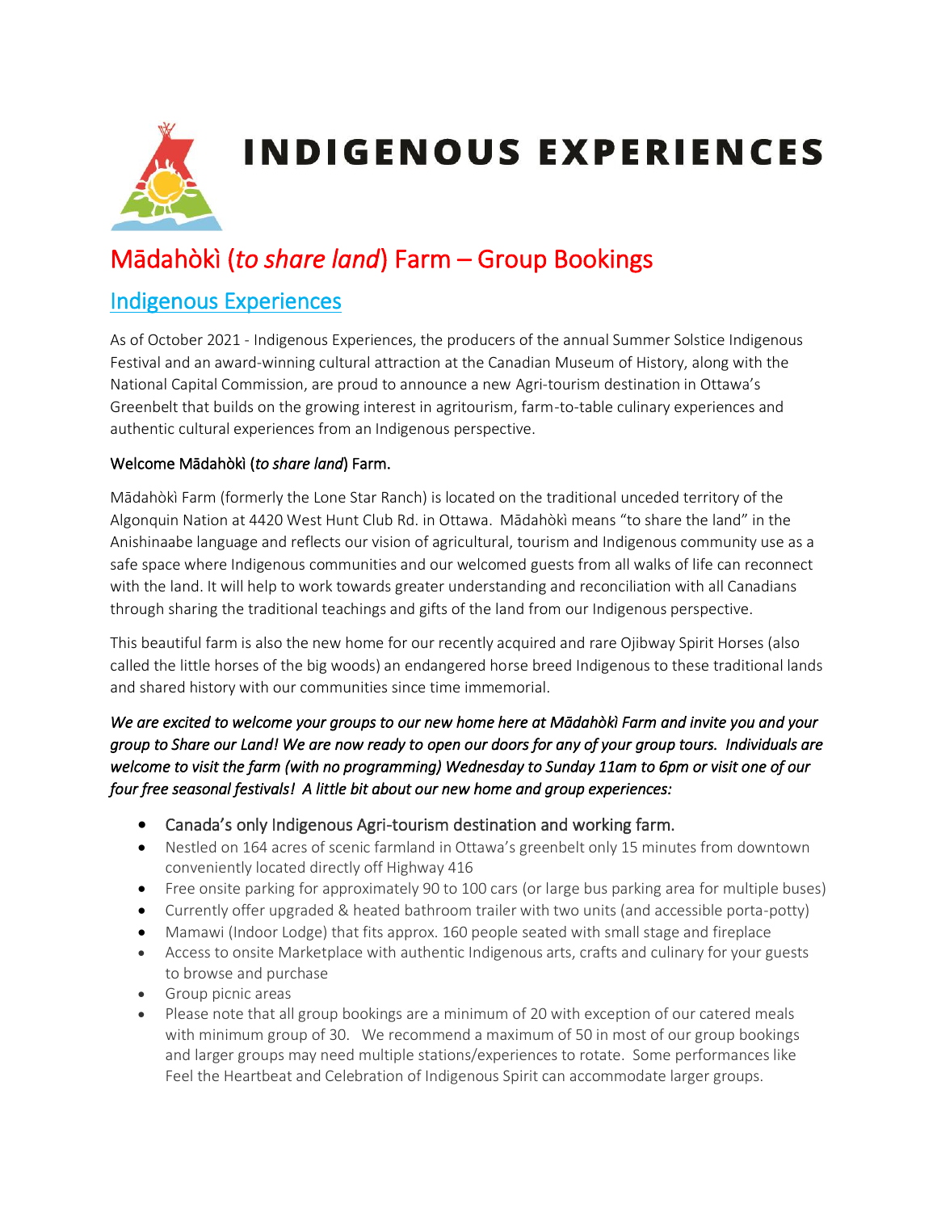# INDIGENOUS EXPERIENCES

## Mādahòkì (*to share land*) Farm – Group Bookings

### Indigenous Experiences

As of October 2021 - Indigenous Experiences, the producers of the annual Summer Solstice Indigenous Festival and an award-winning cultural attraction at the Canadian Museum of History, along with the National Capital Commission, are proud to announce a new Agri-tourism destination in Ottawa's Greenbelt that builds on the growing interest in agritourism, farm-to-table culinary experiences and authentic cultural experiences from an Indigenous perspective.

#### Welcome Mādahòkì (*to share land*) Farm.

Mādahòkì Farm (formerly the Lone Star Ranch) is located on the traditional unceded territory of the Algonquin Nation at 4420 West Hunt Club Rd. in Ottawa. Mādahòkì means "to share the land" in the Anishinaabe language and reflects our vision of agricultural, tourism and Indigenous community use as a safe space where Indigenous communities and our welcomed guests from all walks of life can reconnect with the land. It will help to work towards greater understanding and reconciliation with all Canadians through sharing the traditional teachings and gifts of the land from our Indigenous perspective.

This beautiful farm is also the new home for our recently acquired and rare Ojibway Spirit Horses (also called the little horses of the big woods) an endangered horse breed Indigenous to these traditional lands and shared history with our communities since time immemorial.

***We are excited to welcome your groups to our new home here at Mādahòkì Farm and invite you and your group to Share our Land! We are now ready to open our doors for any of your group tours. Individuals are welcome to visit the farm (with no programming) Wednesday to Sunday 11am to 6pm or visit one of our four free seasonal festivals! A little bit about our new home and group experiences:***

- Canada's only Indigenous Agri-tourism destination and working farm.
- Nestled on 164 acres of scenic farmland in Ottawa's greenbelt only 15 minutes from downtown conveniently located directly off Highway 416
- Free onsite parking for approximately 90 to 100 cars (or large bus parking area for multiple buses)
- Currently offer upgraded & heated bathroom trailer with two units (and accessible porta-potty)
- Mamawi (Indoor Lodge) that fits approx. 160 people seated with small stage and fireplace
- Access to onsite Marketplace with authentic Indigenous arts, crafts and culinary for your guests to browse and purchase
- Group picnic areas
- Please note that all group bookings are a minimum of 20 with exception of our catered meals with minimum group of 30. We recommend a maximum of 50 in most of our group bookings and larger groups may need multiple stations/experiences to rotate. Some performances like Feel the Heartbeat and Celebration of Indigenous Spirit can accommodate larger groups.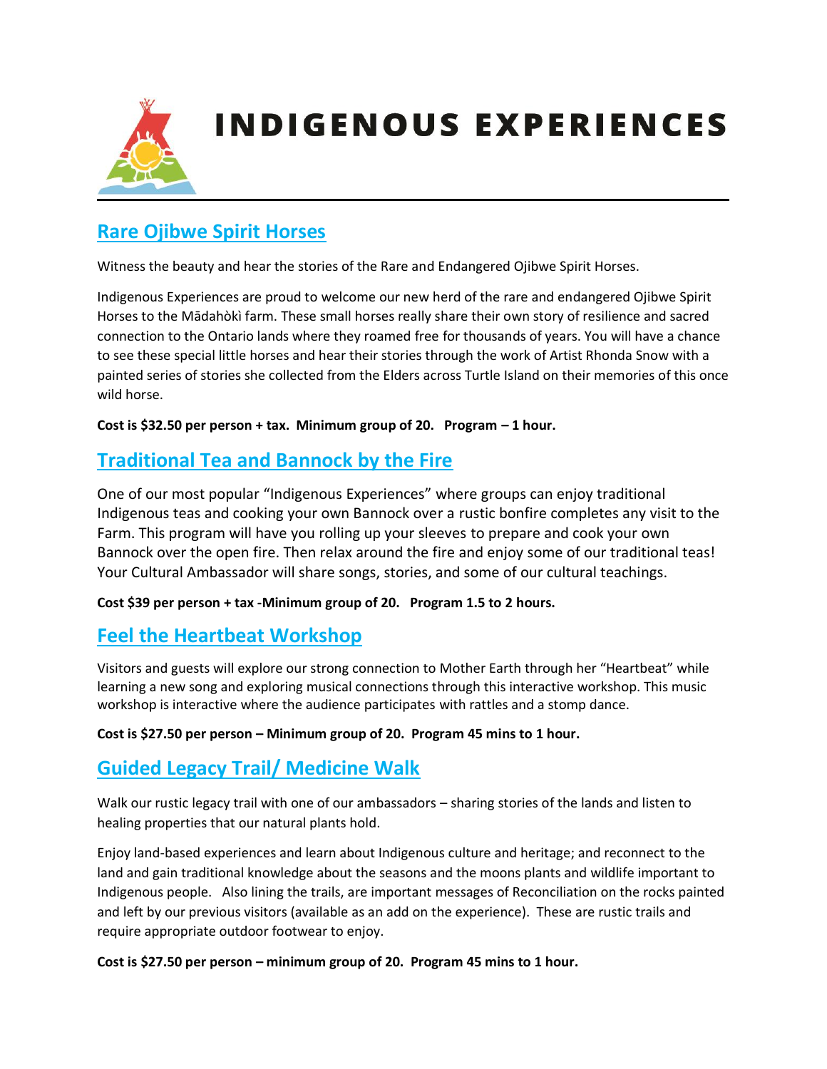# INDIGENOUS EXPERIENCES

## Rare Ojibwe Spirit Horses

Witness the beauty and hear the stories of the Rare and Endangered Ojibwe Spirit Horses.

Indigenous Experiences are proud to welcome our new herd of the rare and endangered Ojibwe Spirit Horses to the Mādahòkì farm. These small horses really share their own story of resilience and sacred connection to the Ontario lands where they roamed free for thousands of years. You will have a chance to see these special little horses and hear their stories through the work of Artist Rhonda Snow with a painted series of stories she collected from the Elders across Turtle Island on their memories of this once wild horse.

**Cost is $32.50 per person + tax. Minimum group of 20. Program – 1 hour.**

## Traditional Tea and Bannock by the Fire

One of our most popular "Indigenous Experiences" where groups can enjoy traditional Indigenous teas and cooking your own Bannock over a rustic bonfire completes any visit to the Farm. This program will have you rolling up your sleeves to prepare and cook your own Bannock over the open fire. Then relax around the fire and enjoy some of our traditional teas! Your Cultural Ambassador will share songs, stories, and some of our cultural teachings.

**Cost $39 per person + tax -Minimum group of 20. Program 1.5 to 2 hours.**

## Feel the Heartbeat Workshop

Visitors and guests will explore our strong connection to Mother Earth through her "Heartbeat" while learning a new song and exploring musical connections through this interactive workshop. This music workshop is interactive where the audience participates with rattles and a stomp dance.

**Cost is $27.50 per person – Minimum group of 20. Program 45 mins to 1 hour.**

## Guided Legacy Trail/ Medicine Walk

Walk our rustic legacy trail with one of our ambassadors – sharing stories of the lands and listen to healing properties that our natural plants hold.

Enjoy land-based experiences and learn about Indigenous culture and heritage; and reconnect to the land and gain traditional knowledge about the seasons and the moons plants and wildlife important to Indigenous people. Also lining the trails, are important messages of Reconciliation on the rocks painted and left by our previous visitors (available as an add on the experience). These are rustic trails and require appropriate outdoor footwear to enjoy.

**Cost is $27.50 per person – minimum group of 20. Program 45 mins to 1 hour.**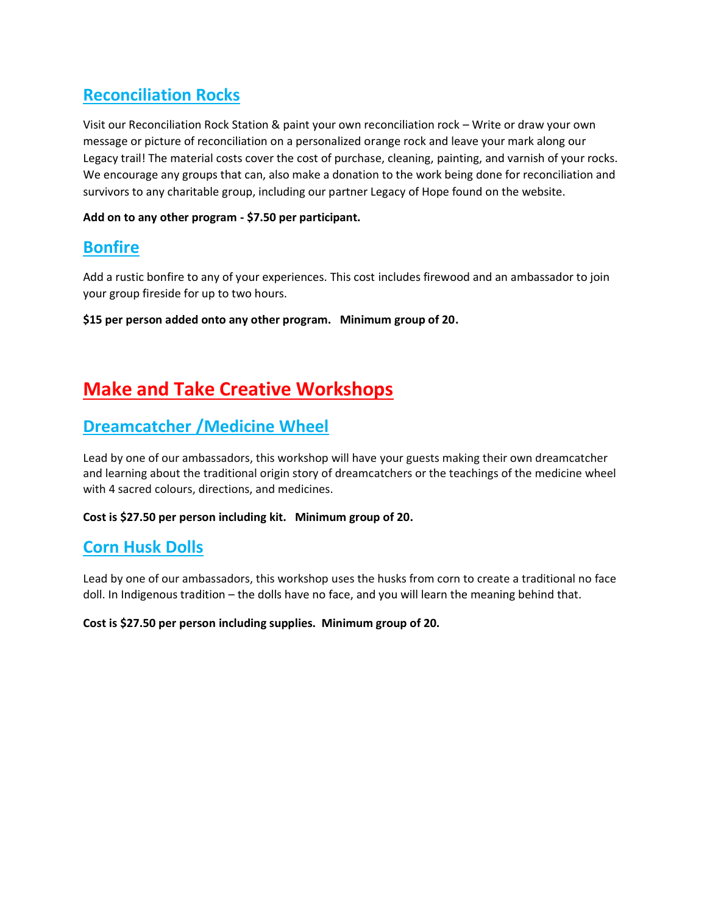## Reconciliation Rocks

Visit our Reconciliation Rock Station & paint your own reconciliation rock – Write or draw your own message or picture of reconciliation on a personalized orange rock and leave your mark along our Legacy trail! The material costs cover the cost of purchase, cleaning, painting, and varnish of your rocks. We encourage any groups that can, also make a donation to the work being done for reconciliation and survivors to any charitable group, including our partner Legacy of Hope found on the website.

**Add on to any other program - $7.50 per participant.**

## Bonfire

Add a rustic bonfire to any of your experiences. This cost includes firewood and an ambassador to join your group fireside for up to two hours.

**$15 per person added onto any other program. Minimum group of 20.**

# Make and Take Creative Workshops

## Dreamcatcher /Medicine Wheel

Lead by one of our ambassadors, this workshop will have your guests making their own dreamcatcher and learning about the traditional origin story of dreamcatchers or the teachings of the medicine wheel with 4 sacred colours, directions, and medicines.

**Cost is $27.50 per person including kit. Minimum group of 20.**

## Corn Husk Dolls

Lead by one of our ambassadors, this workshop uses the husks from corn to create a traditional no face doll. In Indigenous tradition – the dolls have no face, and you will learn the meaning behind that.

**Cost is $27.50 per person including supplies. Minimum group of 20.**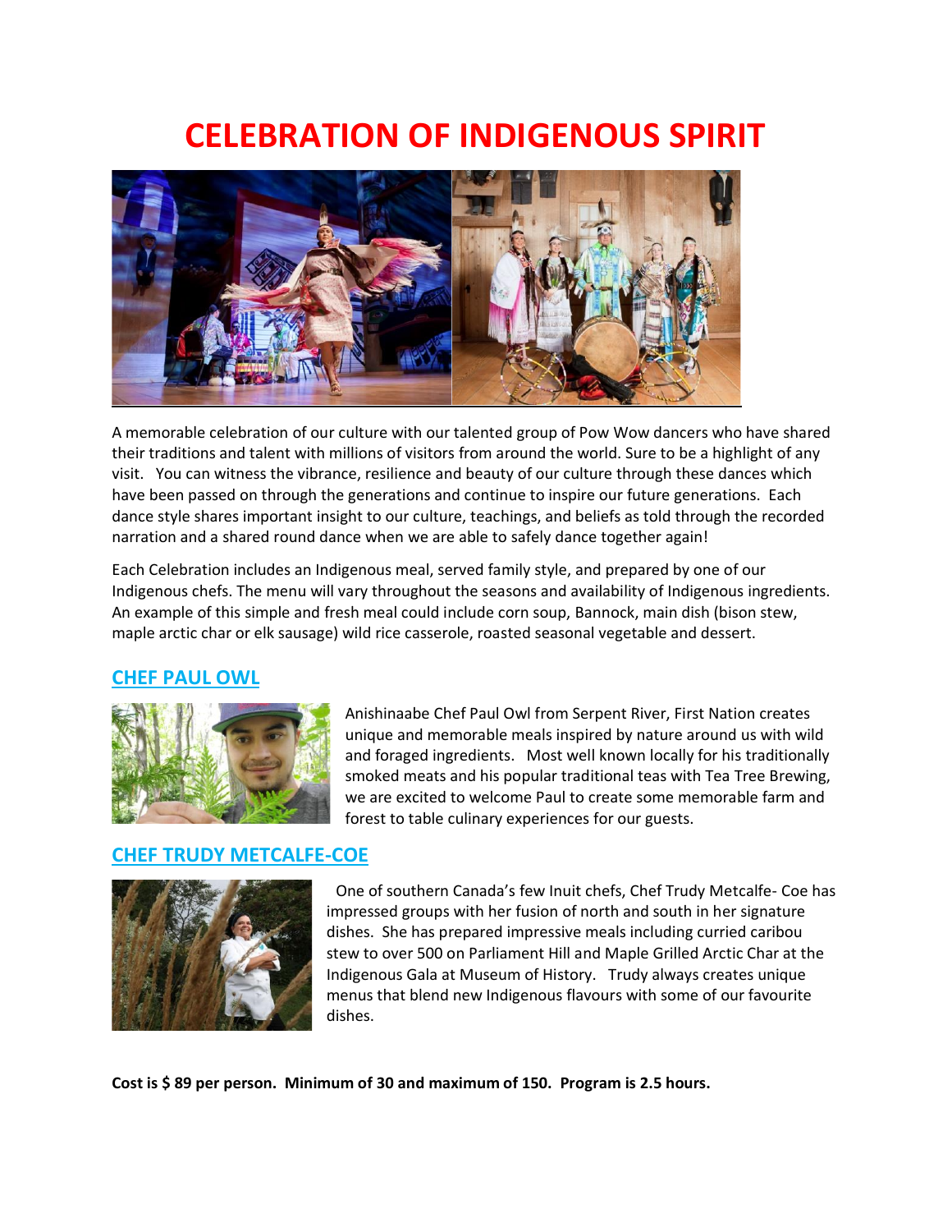# CELEBRATION OF INDIGENOUS SPIRIT

A memorable celebration of our culture with our talented group of Pow Wow dancers who have shared their traditions and talent with millions of visitors from around the world. Sure to be a highlight of any visit. You can witness the vibrance, resilience and beauty of our culture through these dances which have been passed on through the generations and continue to inspire our future generations. Each dance style shares important insight to our culture, teachings, and beliefs as told through the recorded narration and a shared round dance when we are able to safely dance together again!

Each Celebration includes an Indigenous meal, served family style, and prepared by one of our Indigenous chefs. The menu will vary throughout the seasons and availability of Indigenous ingredients. An example of this simple and fresh meal could include corn soup, Bannock, main dish (bison stew, maple arctic char or elk sausage) wild rice casserole, roasted seasonal vegetable and dessert.

## CHEF PAUL OWL

Anishinaabe Chef Paul Owl from Serpent River, First Nation creates unique and memorable meals inspired by nature around us with wild and foraged ingredients. Most well known locally for his traditionally smoked meats and his popular traditional teas with Tea Tree Brewing, we are excited to welcome Paul to create some memorable farm and forest to table culinary experiences for our guests.

## CHEF TRUDY METCALFE-COE

One of southern Canada's few Inuit chefs, Chef Trudy Metcalfe- Coe has impressed groups with her fusion of north and south in her signature dishes. She has prepared impressive meals including curried caribou stew to over 500 on Parliament Hill and Maple Grilled Arctic Char at the Indigenous Gala at Museum of History. Trudy always creates unique menus that blend new Indigenous flavours with some of our favourite dishes.

**Cost is $ 89 per person. Minimum of 30 and maximum of 150. Program is 2.5 hours.**